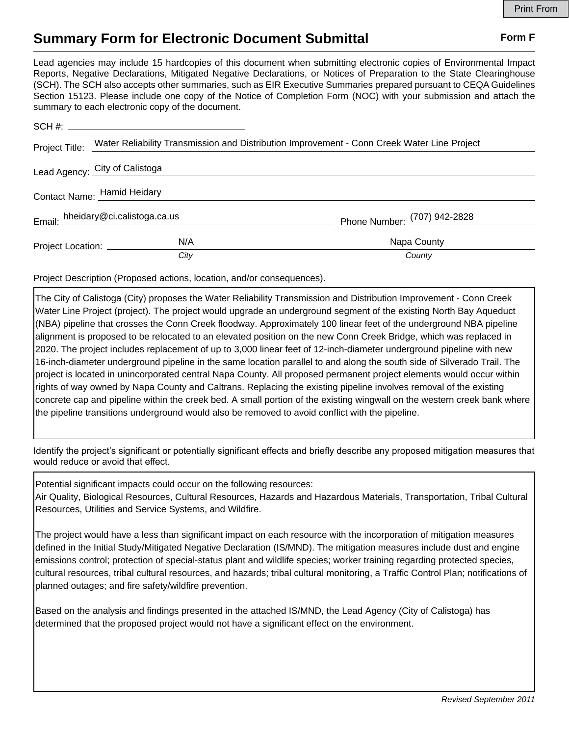# Summary Form for Electronic Document Submittal

**Form F**

Lead agencies may include 15 hardcopies of this document when submitting electronic copies of Environmental Impact Reports, Negative Declarations, Mitigated Negative Declarations, or Notices of Preparation to the State Clearinghouse (SCH). The SCH also accepts other summaries, such as EIR Executive Summaries prepared pursuant to CEQA Guidelines Section 15123. Please include one copy of the Notice of Completion Form (NOC) with your submission and attach the summary to each electronic copy of the document.

SCH #: ______________________

Project Title: Water Reliability Transmission and Distribution Improvement - Conn Creek Water Line Project

Lead Agency: City of Calistoga

Contact Name: Hamid Heidary

Email: hheidary@ci.calistoga.ca.us

Phone Number: (707) 942-2828

Project Location: N/A (*City*) Napa County (*County*)

Project Description (Proposed actions, location, and/or consequences).

The City of Calistoga (City) proposes the Water Reliability Transmission and Distribution Improvement - Conn Creek Water Line Project (project). The project would upgrade an underground segment of the existing North Bay Aqueduct (NBA) pipeline that crosses the Conn Creek floodway. Approximately 100 linear feet of the underground NBA pipeline alignment is proposed to be relocated to an elevated position on the new Conn Creek Bridge, which was replaced in 2020. The project includes replacement of up to 3,000 linear feet of 12-inch-diameter underground pipeline with new 16-inch-diameter underground pipeline in the same location parallel to and along the south side of Silverado Trail. The project is located in unincorporated central Napa County. All proposed permanent project elements would occur within rights of way owned by Napa County and Caltrans. Replacing the existing pipeline involves removal of the existing concrete cap and pipeline within the creek bed. A small portion of the existing wingwall on the western creek bank where the pipeline transitions underground would also be removed to avoid conflict with the pipeline.

Identify the project's significant or potentially significant effects and briefly describe any proposed mitigation measures that would reduce or avoid that effect.

Potential significant impacts could occur on the following resources:
Air Quality, Biological Resources, Cultural Resources, Hazards and Hazardous Materials, Transportation, Tribal Cultural Resources, Utilities and Service Systems, and Wildfire.

The project would have a less than significant impact on each resource with the incorporation of mitigation measures defined in the Initial Study/Mitigated Negative Declaration (IS/MND). The mitigation measures include dust and engine emissions control; protection of special-status plant and wildlife species; worker training regarding protected species, cultural resources, tribal cultural resources, and hazards; tribal cultural monitoring, a Traffic Control Plan; notifications of planned outages; and fire safety/wildfire prevention.

Based on the analysis and findings presented in the attached IS/MND, the Lead Agency (City of Calistoga) has determined that the proposed project would not have a significant effect on the environment.

*Revised September 2011*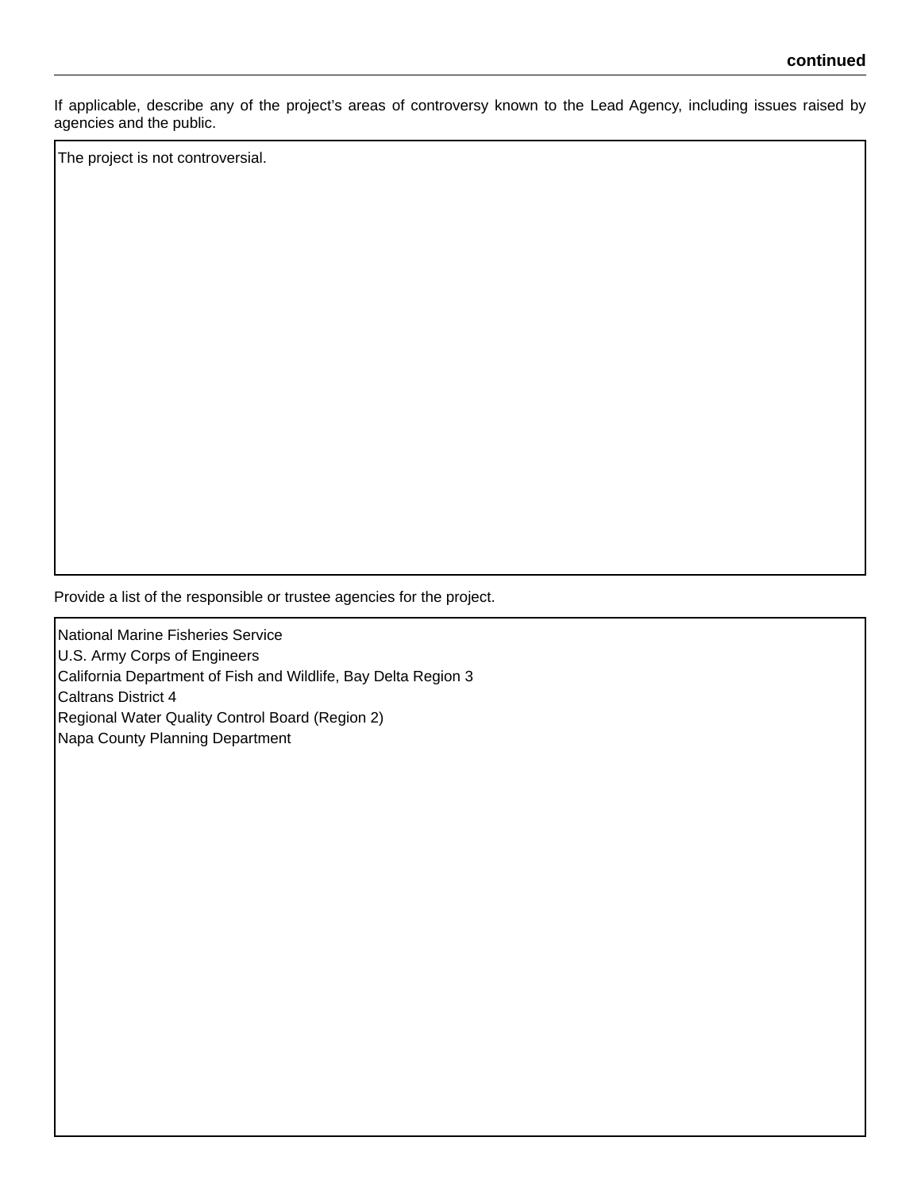**continued**

If applicable, describe any of the project's areas of controversy known to the Lead Agency, including issues raised by agencies and the public.

The project is not controversial.

Provide a list of the responsible or trustee agencies for the project.

National Marine Fisheries Service
U.S. Army Corps of Engineers
California Department of Fish and Wildlife, Bay Delta Region 3
Caltrans District 4
Regional Water Quality Control Board (Region 2)
Napa County Planning Department